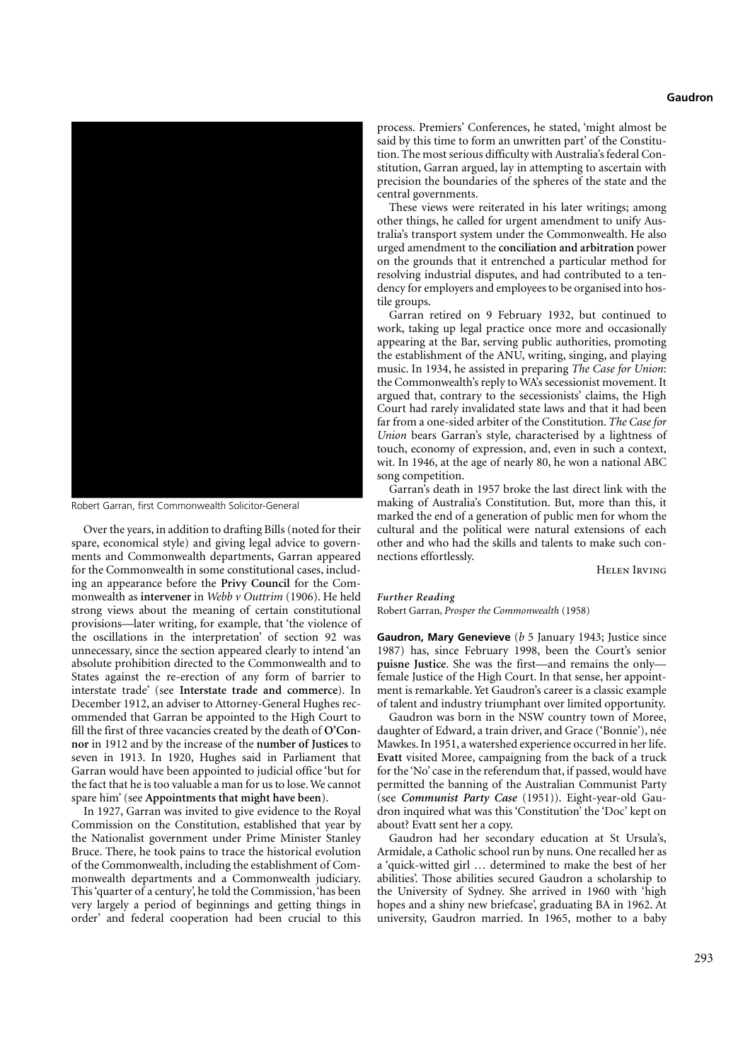Robert Garran, first Commonwealth Solicitor-General

Over the years, in addition to drafting Bills (noted for their spare, economical style) and giving legal advice to governments and Commonwealth departments, Garran appeared for the Commonwealth in some constitutional cases, including an appearance before the **Privy Council** for the Commonwealth as **intervener** in *Webb v Outtrim* (1906). He held strong views about the meaning of certain constitutional provisions—later writing, for example, that 'the violence of the oscillations in the interpretation' of section 92 was unnecessary, since the section appeared clearly to intend 'an absolute prohibition directed to the Commonwealth and to States against the re-erection of any form of barrier to interstate trade' (see **Interstate trade and commerce**). In December 1912, an adviser to Attorney-General Hughes recommended that Garran be appointed to the High Court to fill the first of three vacancies created by the death of **O'Connor** in 1912 and by the increase of the **number of Justices** to seven in 1913. In 1920, Hughes said in Parliament that Garran would have been appointed to judicial office 'but for the fact that he is too valuable a man for us to lose. We cannot spare him' (see **Appointments that might have been**).

In 1927, Garran was invited to give evidence to the Royal Commission on the Constitution, established that year by the Nationalist government under Prime Minister Stanley Bruce. There, he took pains to trace the historical evolution of the Commonwealth, including the establishment of Commonwealth departments and a Commonwealth judiciary. This 'quarter of a century', he told the Commission, 'has been very largely a period of beginnings and getting things in order' and federal cooperation had been crucial to this process. Premiers' Conferences, he stated, 'might almost be said by this time to form an unwritten part' of the Constitution. The most serious difficulty with Australia's federal Constitution, Garran argued, lay in attempting to ascertain with precision the boundaries of the spheres of the state and the central governments.

These views were reiterated in his later writings; among other things, he called for urgent amendment to unify Australia's transport system under the Commonwealth. He also urged amendment to the **conciliation and arbitration** power on the grounds that it entrenched a particular method for resolving industrial disputes, and had contributed to a tendency for employers and employees to be organised into hostile groups.

Garran retired on 9 February 1932, but continued to work, taking up legal practice once more and occasionally appearing at the Bar, serving public authorities, promoting the establishment of the ANU, writing, singing, and playing music. In 1934, he assisted in preparing *The Case for Union*: the Commonwealth's reply to WA's secessionist movement. It argued that, contrary to the secessionists' claims, the High Court had rarely invalidated state laws and that it had been far from a one-sided arbiter of the Constitution. *The Case for Union* bears Garran's style, characterised by a lightness of touch, economy of expression, and, even in such a context, wit. In 1946, at the age of nearly 80, he won a national ABC song competition.

Garran's death in 1957 broke the last direct link with the making of Australia's Constitution. But, more than this, it marked the end of a generation of public men for whom the cultural and the political were natural extensions of each other and who had the skills and talents to make such connections effortlessly.

Helen Irving

***Further Reading***

Robert Garran, *Prosper the Commonwealth* (1958)

**Gaudron, Mary Genevieve** (*b* 5 January 1943; Justice since 1987) has, since February 1998, been the Court's senior **puisne Justice**. She was the first—and remains the only—female Justice of the High Court. In that sense, her appointment is remarkable. Yet Gaudron's career is a classic example of talent and industry triumphant over limited opportunity.

Gaudron was born in the NSW country town of Moree, daughter of Edward, a train driver, and Grace ('Bonnie'), née Mawkes. In 1951, a watershed experience occurred in her life. **Evatt** visited Moree, campaigning from the back of a truck for the 'No' case in the referendum that, if passed, would have permitted the banning of the Australian Communist Party (see ***Communist Party Case*** (1951)). Eight-year-old Gaudron inquired what was this 'Constitution' the 'Doc' kept on about? Evatt sent her a copy.

Gaudron had her secondary education at St Ursula's, Armidale, a Catholic school run by nuns. One recalled her as a 'quick-witted girl … determined to make the best of her abilities'. Those abilities secured Gaudron a scholarship to the University of Sydney. She arrived in 1960 with 'high hopes and a shiny new briefcase', graduating BA in 1962. At university, Gaudron married. In 1965, mother to a baby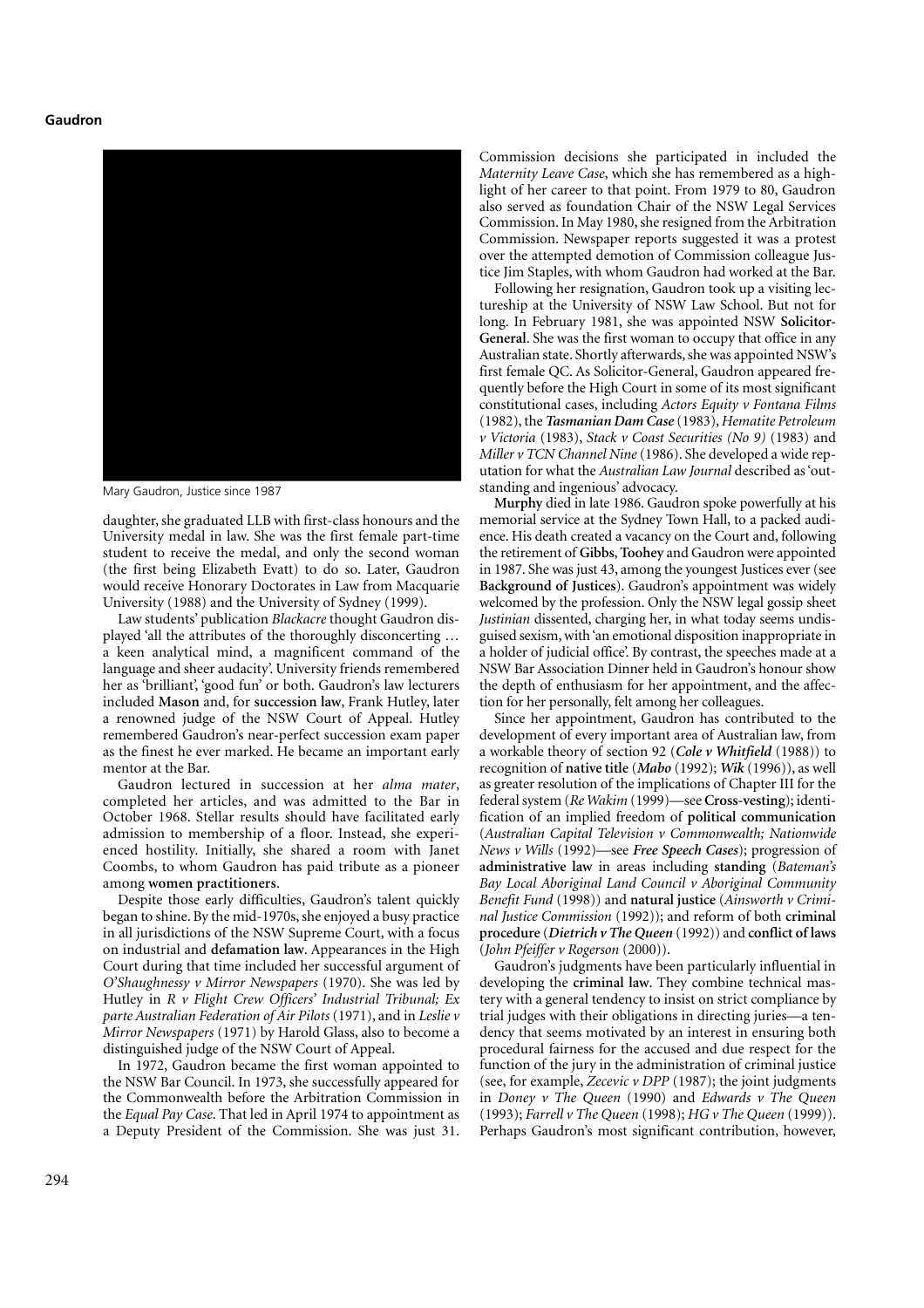Mary Gaudron, Justice since 1987

daughter, she graduated LLB with first-class honours and the University medal in law. She was the first female part-time student to receive the medal, and only the second woman (the first being Elizabeth Evatt) to do so. Later, Gaudron would receive Honorary Doctorates in Law from Macquarie University (1988) and the University of Sydney (1999).

Law students' publication *Blackacre* thought Gaudron displayed 'all the attributes of the thoroughly disconcerting … a keen analytical mind, a magnificent command of the language and sheer audacity'. University friends remembered her as 'brilliant', 'good fun' or both. Gaudron's law lecturers included **Mason** and, for **succession law**, Frank Hutley, later a renowned judge of the NSW Court of Appeal. Hutley remembered Gaudron's near-perfect succession exam paper as the finest he ever marked. He became an important early mentor at the Bar.

Gaudron lectured in succession at her *alma mater*, completed her articles, and was admitted to the Bar in October 1968. Stellar results should have facilitated early admission to membership of a floor. Instead, she experienced hostility. Initially, she shared a room with Janet Coombs, to whom Gaudron has paid tribute as a pioneer among **women practitioners**.

Despite those early difficulties, Gaudron's talent quickly began to shine. By the mid-1970s, she enjoyed a busy practice in all jurisdictions of the NSW Supreme Court, with a focus on industrial and **defamation law**. Appearances in the High Court during that time included her successful argument of *O'Shaughnessy v Mirror Newspapers* (1970). She was led by Hutley in *R v Flight Crew Officers' Industrial Tribunal; Ex parte Australian Federation of Air Pilots* (1971), and in *Leslie v Mirror Newspapers* (1971) by Harold Glass, also to become a distinguished judge of the NSW Court of Appeal.

In 1972, Gaudron became the first woman appointed to the NSW Bar Council. In 1973, she successfully appeared for the Commonwealth before the Arbitration Commission in the *Equal Pay Case*. That led in April 1974 to appointment as a Deputy President of the Commission. She was just 31. Commission decisions she participated in included the *Maternity Leave Case*, which she has remembered as a highlight of her career to that point. From 1979 to 80, Gaudron also served as foundation Chair of the NSW Legal Services Commission. In May 1980, she resigned from the Arbitration Commission. Newspaper reports suggested it was a protest over the attempted demotion of Commission colleague Justice Jim Staples, with whom Gaudron had worked at the Bar.

Following her resignation, Gaudron took up a visiting lectureship at the University of NSW Law School. But not for long. In February 1981, she was appointed NSW **Solicitor-General**. She was the first woman to occupy that office in any Australian state. Shortly afterwards, she was appointed NSW's first female QC. As Solicitor-General, Gaudron appeared frequently before the High Court in some of its most significant constitutional cases, including *Actors Equity v Fontana Films* (1982), the ***Tasmanian Dam Case*** (1983), *Hematite Petroleum v Victoria* (1983), *Stack v Coast Securities (No 9)* (1983) and *Miller v TCN Channel Nine* (1986). She developed a wide reputation for what the *Australian Law Journal* described as 'outstanding and ingenious' advocacy.

**Murphy** died in late 1986. Gaudron spoke powerfully at his memorial service at the Sydney Town Hall, to a packed audience. His death created a vacancy on the Court and, following the retirement of **Gibbs**, **Toohey** and Gaudron were appointed in 1987. She was just 43, among the youngest Justices ever (see **Background of Justices**). Gaudron's appointment was widely welcomed by the profession. Only the NSW legal gossip sheet *Justinian* dissented, charging her, in what today seems undisguised sexism, with 'an emotional disposition inappropriate in a holder of judicial office'. By contrast, the speeches made at a NSW Bar Association Dinner held in Gaudron's honour show the depth of enthusiasm for her appointment, and the affection for her personally, felt among her colleagues.

Since her appointment, Gaudron has contributed to the development of every important area of Australian law, from a workable theory of section 92 (***Cole v Whitfield*** (1988)) to recognition of **native title** (***Mabo*** (1992); ***Wik*** (1996)), as well as greater resolution of the implications of Chapter III for the federal system (*Re Wakim* (1999)—see **Cross-vesting**); identification of an implied freedom of **political communication** (*Australian Capital Television v Commonwealth; Nationwide News v Wills* (1992)—see ***Free Speech Cases***); progression of **administrative law** in areas including **standing** (*Bateman's Bay Local Aboriginal Land Council v Aboriginal Community Benefit Fund* (1998)) and **natural justice** (*Ainsworth v Criminal Justice Commission* (1992)); and reform of both **criminal procedure** (***Dietrich v The Queen*** (1992)) and **conflict of laws** (*John Pfeiffer v Rogerson* (2000)).

Gaudron's judgments have been particularly influential in developing the **criminal law**. They combine technical mastery with a general tendency to insist on strict compliance by trial judges with their obligations in directing juries—a tendency that seems motivated by an interest in ensuring both procedural fairness for the accused and due respect for the function of the jury in the administration of criminal justice (see, for example, *Zecevic v DPP* (1987); the joint judgments in *Doney v The Queen* (1990) and *Edwards v The Queen* (1993); *Farrell v The Queen* (1998); *HG v The Queen* (1999)). Perhaps Gaudron's most significant contribution, however,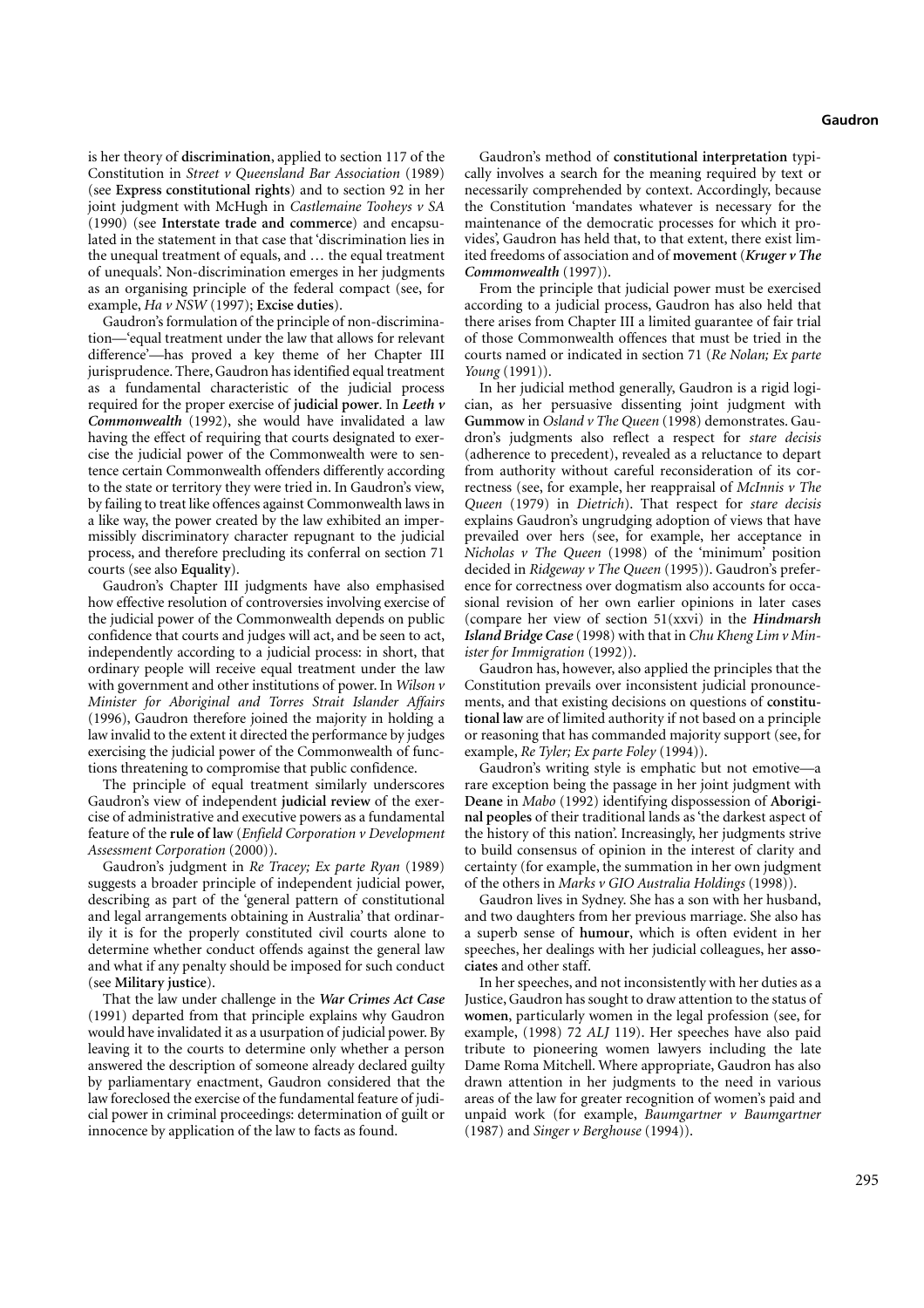is her theory of **discrimination**, applied to section 117 of the Constitution in *Street v Queensland Bar Association* (1989) (see **Express constitutional rights**) and to section 92 in her joint judgment with McHugh in *Castlemaine Tooheys v SA* (1990) (see **Interstate trade and commerce**) and encapsulated in the statement in that case that 'discrimination lies in the unequal treatment of equals, and … the equal treatment of unequals'. Non-discrimination emerges in her judgments as an organising principle of the federal compact (see, for example, *Ha v NSW* (1997); **Excise duties**).

Gaudron's formulation of the principle of non-discrimination—'equal treatment under the law that allows for relevant difference'—has proved a key theme of her Chapter III jurisprudence. There, Gaudron has identified equal treatment as a fundamental characteristic of the judicial process required for the proper exercise of **judicial power**. In ***Leeth v Commonwealth*** (1992), she would have invalidated a law having the effect of requiring that courts designated to exercise the judicial power of the Commonwealth were to sentence certain Commonwealth offenders differently according to the state or territory they were tried in. In Gaudron's view, by failing to treat like offences against Commonwealth laws in a like way, the power created by the law exhibited an impermissibly discriminatory character repugnant to the judicial process, and therefore precluding its conferral on section 71 courts (see also **Equality**).

Gaudron's Chapter III judgments have also emphasised how effective resolution of controversies involving exercise of the judicial power of the Commonwealth depends on public confidence that courts and judges will act, and be seen to act, independently according to a judicial process: in short, that ordinary people will receive equal treatment under the law with government and other institutions of power. In *Wilson v Minister for Aboriginal and Torres Strait Islander Affairs* (1996), Gaudron therefore joined the majority in holding a law invalid to the extent it directed the performance by judges exercising the judicial power of the Commonwealth of functions threatening to compromise that public confidence.

The principle of equal treatment similarly underscores Gaudron's view of independent **judicial review** of the exercise of administrative and executive powers as a fundamental feature of the **rule of law** (*Enfield Corporation v Development Assessment Corporation* (2000)).

Gaudron's judgment in *Re Tracey; Ex parte Ryan* (1989) suggests a broader principle of independent judicial power, describing as part of the 'general pattern of constitutional and legal arrangements obtaining in Australia' that ordinarily it is for the properly constituted civil courts alone to determine whether conduct offends against the general law and what if any penalty should be imposed for such conduct (see **Military justice**).

That the law under challenge in the ***War Crimes Act Case*** (1991) departed from that principle explains why Gaudron would have invalidated it as a usurpation of judicial power. By leaving it to the courts to determine only whether a person answered the description of someone already declared guilty by parliamentary enactment, Gaudron considered that the law foreclosed the exercise of the fundamental feature of judicial power in criminal proceedings: determination of guilt or innocence by application of the law to facts as found.

Gaudron's method of **constitutional interpretation** typically involves a search for the meaning required by text or necessarily comprehended by context. Accordingly, because the Constitution 'mandates whatever is necessary for the maintenance of the democratic processes for which it provides', Gaudron has held that, to that extent, there exist limited freedoms of association and of **movement** (***Kruger v The Commonwealth*** (1997)).

From the principle that judicial power must be exercised according to a judicial process, Gaudron has also held that there arises from Chapter III a limited guarantee of fair trial of those Commonwealth offences that must be tried in the courts named or indicated in section 71 (*Re Nolan; Ex parte Young* (1991)).

In her judicial method generally, Gaudron is a rigid logician, as her persuasive dissenting joint judgment with **Gummow** in *Osland v The Queen* (1998) demonstrates. Gaudron's judgments also reflect a respect for *stare decisis* (adherence to precedent), revealed as a reluctance to depart from authority without careful reconsideration of its correctness (see, for example, her reappraisal of *McInnis v The Queen* (1979) in *Dietrich*). That respect for *stare decisis* explains Gaudron's ungrudging adoption of views that have prevailed over hers (see, for example, her acceptance in *Nicholas v The Queen* (1998) of the 'minimum' position decided in *Ridgeway v The Queen* (1995)). Gaudron's preference for correctness over dogmatism also accounts for occasional revision of her own earlier opinions in later cases (compare her view of section 51(xxvi) in the ***Hindmarsh Island Bridge Case*** (1998) with that in *Chu Kheng Lim v Minister for Immigration* (1992)).

Gaudron has, however, also applied the principles that the Constitution prevails over inconsistent judicial pronouncements, and that existing decisions on questions of **constitutional law** are of limited authority if not based on a principle or reasoning that has commanded majority support (see, for example, *Re Tyler; Ex parte Foley* (1994)).

Gaudron's writing style is emphatic but not emotive—a rare exception being the passage in her joint judgment with **Deane** in *Mabo* (1992) identifying dispossession of **Aboriginal peoples** of their traditional lands as 'the darkest aspect of the history of this nation'. Increasingly, her judgments strive to build consensus of opinion in the interest of clarity and certainty (for example, the summation in her own judgment of the others in *Marks v GIO Australia Holdings* (1998)).

Gaudron lives in Sydney. She has a son with her husband, and two daughters from her previous marriage. She also has a superb sense of **humour**, which is often evident in her speeches, her dealings with her judicial colleagues, her **associates** and other staff.

In her speeches, and not inconsistently with her duties as a Justice, Gaudron has sought to draw attention to the status of **women**, particularly women in the legal profession (see, for example, (1998) 72 *ALJ* 119). Her speeches have also paid tribute to pioneering women lawyers including the late Dame Roma Mitchell. Where appropriate, Gaudron has also drawn attention in her judgments to the need in various areas of the law for greater recognition of women's paid and unpaid work (for example, *Baumgartner v Baumgartner* (1987) and *Singer v Berghouse* (1994)).